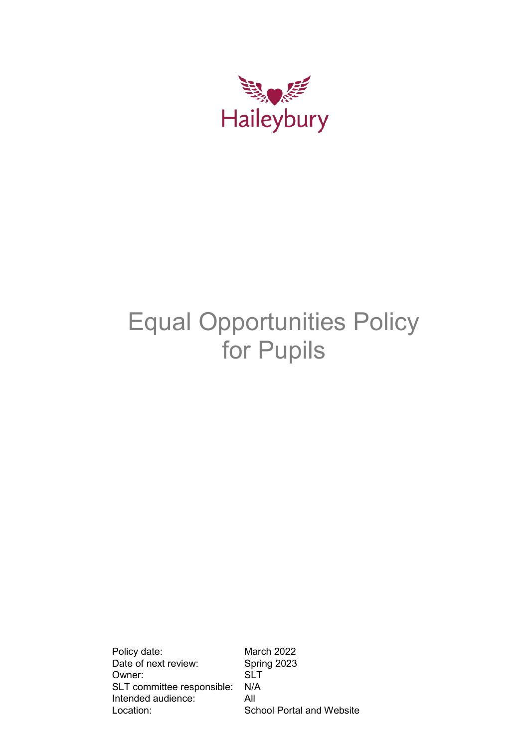Haileybury

# Equal Opportunities Policy for Pupils

| | |
|---|---|
| Policy date: | March 2022 |
| Date of next review: | Spring 2023 |
| Owner: | SLT |
| SLT committee responsible: | N/A |
| Intended audience: | All |
| Location: | School Portal and Website |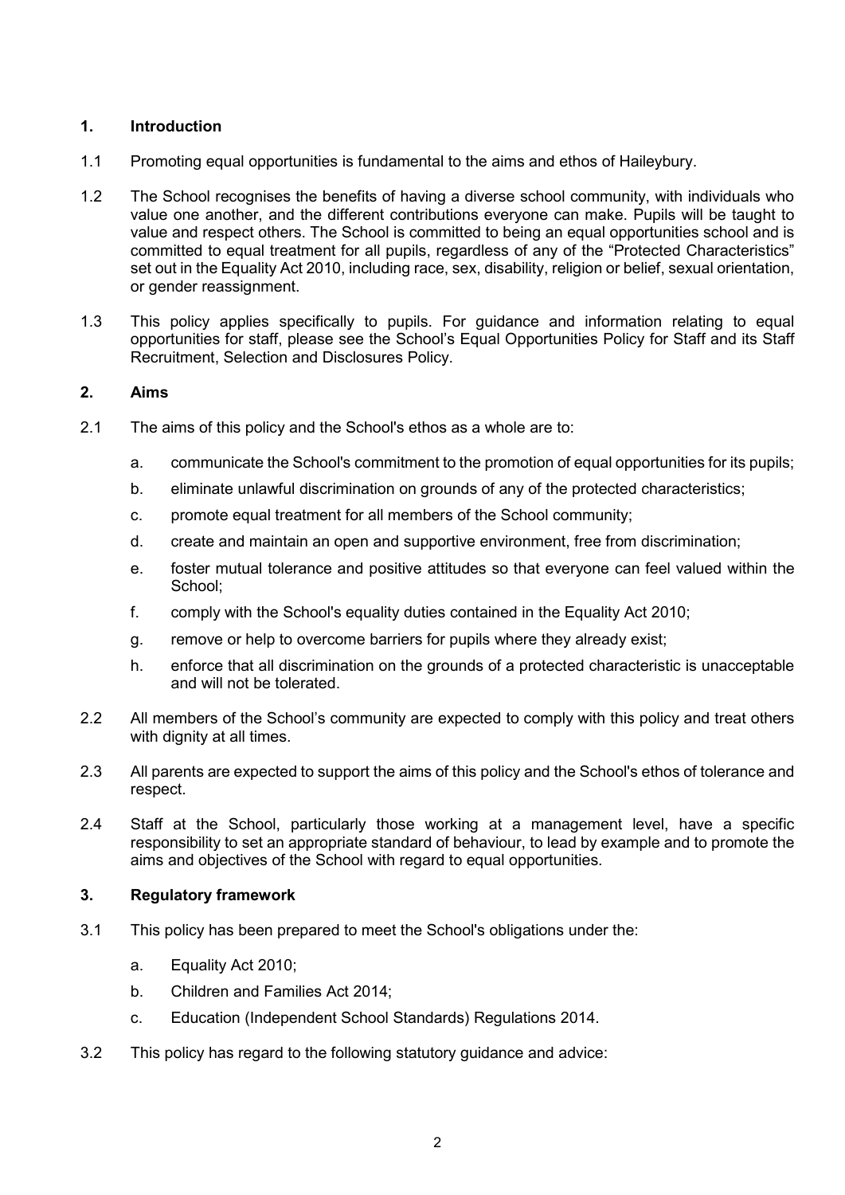## 1. Introduction

1.1 Promoting equal opportunities is fundamental to the aims and ethos of Haileybury.

1.2 The School recognises the benefits of having a diverse school community, with individuals who value one another, and the different contributions everyone can make. Pupils will be taught to value and respect others. The School is committed to being an equal opportunities school and is committed to equal treatment for all pupils, regardless of any of the "Protected Characteristics" set out in the Equality Act 2010, including race, sex, disability, religion or belief, sexual orientation, or gender reassignment.

1.3 This policy applies specifically to pupils. For guidance and information relating to equal opportunities for staff, please see the School's Equal Opportunities Policy for Staff and its Staff Recruitment, Selection and Disclosures Policy.

## 2. Aims

2.1 The aims of this policy and the School's ethos as a whole are to:

- a. communicate the School's commitment to the promotion of equal opportunities for its pupils;
- b. eliminate unlawful discrimination on grounds of any of the protected characteristics;
- c. promote equal treatment for all members of the School community;
- d. create and maintain an open and supportive environment, free from discrimination;
- e. foster mutual tolerance and positive attitudes so that everyone can feel valued within the School;
- f. comply with the School's equality duties contained in the Equality Act 2010;
- g. remove or help to overcome barriers for pupils where they already exist;
- h. enforce that all discrimination on the grounds of a protected characteristic is unacceptable and will not be tolerated.

2.2 All members of the School's community are expected to comply with this policy and treat others with dignity at all times.

2.3 All parents are expected to support the aims of this policy and the School's ethos of tolerance and respect.

2.4 Staff at the School, particularly those working at a management level, have a specific responsibility to set an appropriate standard of behaviour, to lead by example and to promote the aims and objectives of the School with regard to equal opportunities.

## 3. Regulatory framework

3.1 This policy has been prepared to meet the School's obligations under the:

- a. Equality Act 2010;
- b. Children and Families Act 2014;
- c. Education (Independent School Standards) Regulations 2014.

3.2 This policy has regard to the following statutory guidance and advice: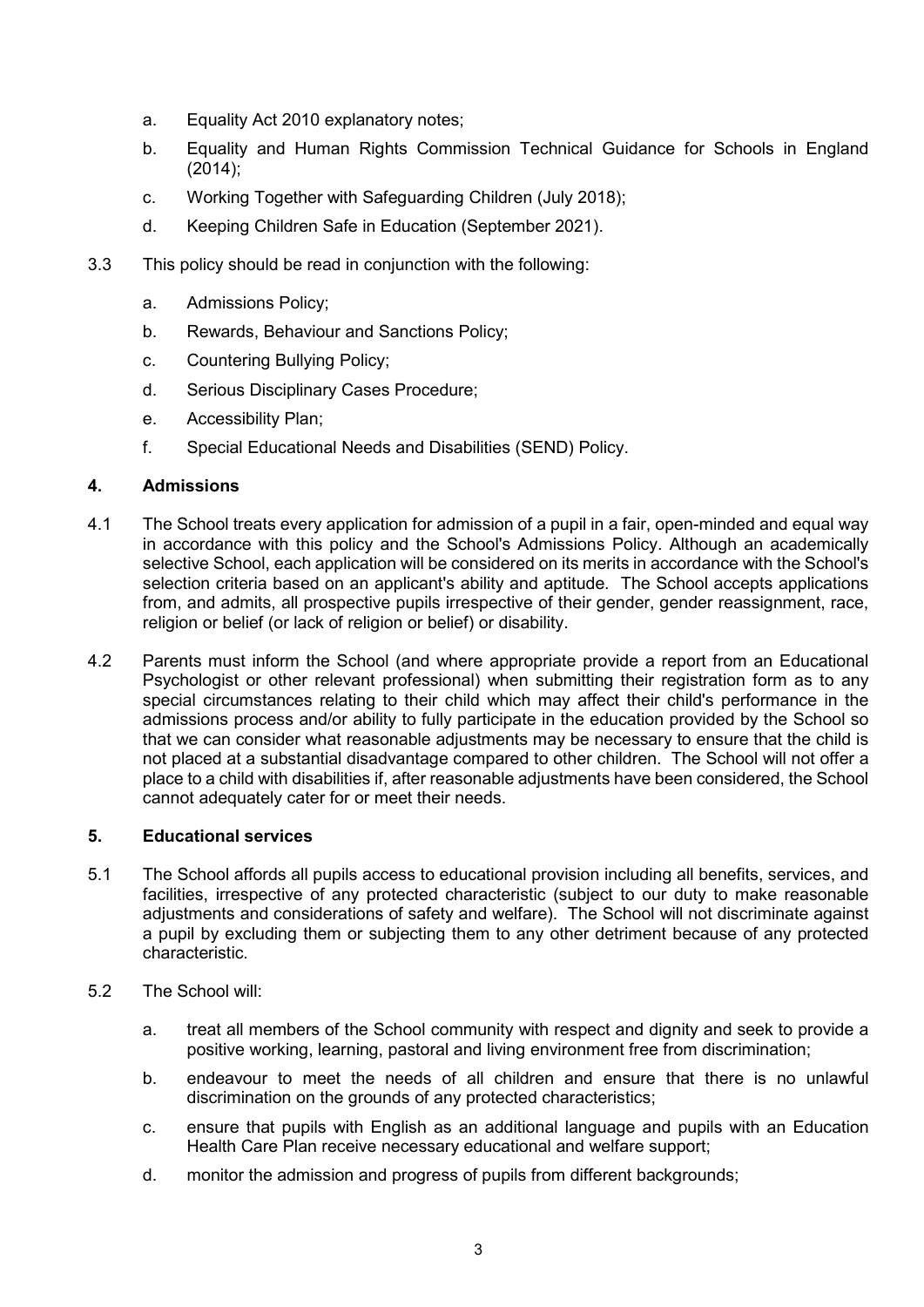a. Equality Act 2010 explanatory notes;

b. Equality and Human Rights Commission Technical Guidance for Schools in England (2014);

c. Working Together with Safeguarding Children (July 2018);

d. Keeping Children Safe in Education (September 2021).

3.3 This policy should be read in conjunction with the following:

a. Admissions Policy;

b. Rewards, Behaviour and Sanctions Policy;

c. Countering Bullying Policy;

d. Serious Disciplinary Cases Procedure;

e. Accessibility Plan;

f. Special Educational Needs and Disabilities (SEND) Policy.

## 4. Admissions

4.1 The School treats every application for admission of a pupil in a fair, open-minded and equal way in accordance with this policy and the School's Admissions Policy. Although an academically selective School, each application will be considered on its merits in accordance with the School's selection criteria based on an applicant's ability and aptitude. The School accepts applications from, and admits, all prospective pupils irrespective of their gender, gender reassignment, race, religion or belief (or lack of religion or belief) or disability.

4.2 Parents must inform the School (and where appropriate provide a report from an Educational Psychologist or other relevant professional) when submitting their registration form as to any special circumstances relating to their child which may affect their child's performance in the admissions process and/or ability to fully participate in the education provided by the School so that we can consider what reasonable adjustments may be necessary to ensure that the child is not placed at a substantial disadvantage compared to other children. The School will not offer a place to a child with disabilities if, after reasonable adjustments have been considered, the School cannot adequately cater for or meet their needs.

## 5. Educational services

5.1 The School affords all pupils access to educational provision including all benefits, services, and facilities, irrespective of any protected characteristic (subject to our duty to make reasonable adjustments and considerations of safety and welfare). The School will not discriminate against a pupil by excluding them or subjecting them to any other detriment because of any protected characteristic.

5.2 The School will:

a. treat all members of the School community with respect and dignity and seek to provide a positive working, learning, pastoral and living environment free from discrimination;

b. endeavour to meet the needs of all children and ensure that there is no unlawful discrimination on the grounds of any protected characteristics;

c. ensure that pupils with English as an additional language and pupils with an Education Health Care Plan receive necessary educational and welfare support;

d. monitor the admission and progress of pupils from different backgrounds;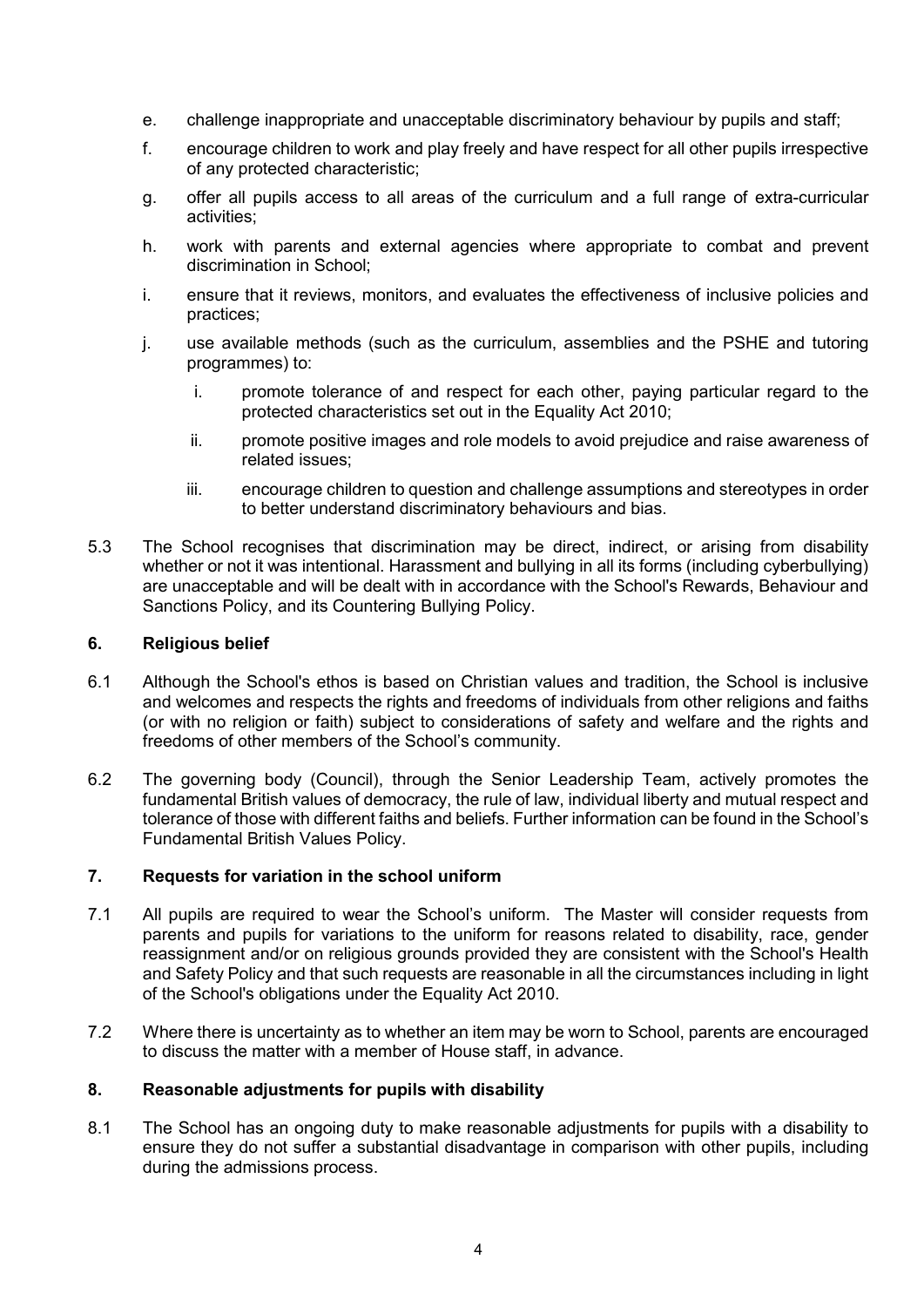e. challenge inappropriate and unacceptable discriminatory behaviour by pupils and staff;

f. encourage children to work and play freely and have respect for all other pupils irrespective of any protected characteristic;

g. offer all pupils access to all areas of the curriculum and a full range of extra-curricular activities;

h. work with parents and external agencies where appropriate to combat and prevent discrimination in School;

i. ensure that it reviews, monitors, and evaluates the effectiveness of inclusive policies and practices;

j. use available methods (such as the curriculum, assemblies and the PSHE and tutoring programmes) to:

   i. promote tolerance of and respect for each other, paying particular regard to the protected characteristics set out in the Equality Act 2010;

   ii. promote positive images and role models to avoid prejudice and raise awareness of related issues;

   iii. encourage children to question and challenge assumptions and stereotypes in order to better understand discriminatory behaviours and bias.

5.3 The School recognises that discrimination may be direct, indirect, or arising from disability whether or not it was intentional. Harassment and bullying in all its forms (including cyberbullying) are unacceptable and will be dealt with in accordance with the School's Rewards, Behaviour and Sanctions Policy, and its Countering Bullying Policy.

## 6. Religious belief

6.1 Although the School's ethos is based on Christian values and tradition, the School is inclusive and welcomes and respects the rights and freedoms of individuals from other religions and faiths (or with no religion or faith) subject to considerations of safety and welfare and the rights and freedoms of other members of the School's community.

6.2 The governing body (Council), through the Senior Leadership Team, actively promotes the fundamental British values of democracy, the rule of law, individual liberty and mutual respect and tolerance of those with different faiths and beliefs. Further information can be found in the School's Fundamental British Values Policy.

## 7. Requests for variation in the school uniform

7.1 All pupils are required to wear the School's uniform. The Master will consider requests from parents and pupils for variations to the uniform for reasons related to disability, race, gender reassignment and/or on religious grounds provided they are consistent with the School's Health and Safety Policy and that such requests are reasonable in all the circumstances including in light of the School's obligations under the Equality Act 2010.

7.2 Where there is uncertainty as to whether an item may be worn to School, parents are encouraged to discuss the matter with a member of House staff, in advance.

## 8. Reasonable adjustments for pupils with disability

8.1 The School has an ongoing duty to make reasonable adjustments for pupils with a disability to ensure they do not suffer a substantial disadvantage in comparison with other pupils, including during the admissions process.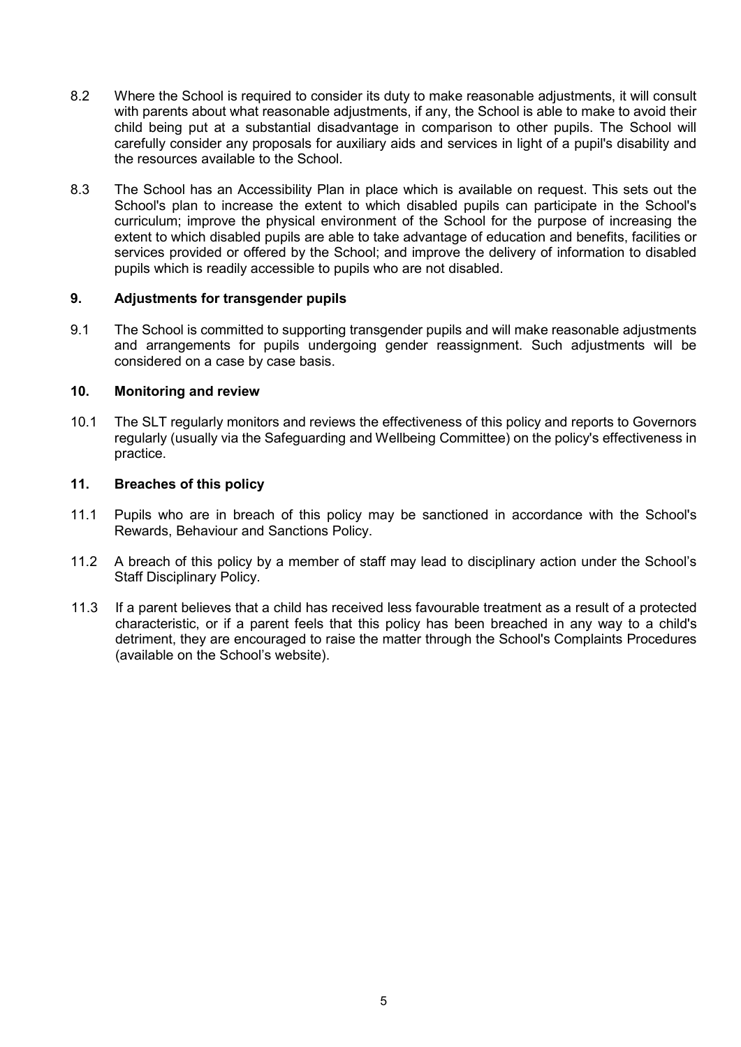8.2 Where the School is required to consider its duty to make reasonable adjustments, it will consult with parents about what reasonable adjustments, if any, the School is able to make to avoid their child being put at a substantial disadvantage in comparison to other pupils. The School will carefully consider any proposals for auxiliary aids and services in light of a pupil's disability and the resources available to the School.

8.3 The School has an Accessibility Plan in place which is available on request. This sets out the School's plan to increase the extent to which disabled pupils can participate in the School's curriculum; improve the physical environment of the School for the purpose of increasing the extent to which disabled pupils are able to take advantage of education and benefits, facilities or services provided or offered by the School; and improve the delivery of information to disabled pupils which is readily accessible to pupils who are not disabled.

## 9. Adjustments for transgender pupils

9.1 The School is committed to supporting transgender pupils and will make reasonable adjustments and arrangements for pupils undergoing gender reassignment. Such adjustments will be considered on a case by case basis.

## 10. Monitoring and review

10.1 The SLT regularly monitors and reviews the effectiveness of this policy and reports to Governors regularly (usually via the Safeguarding and Wellbeing Committee) on the policy's effectiveness in practice.

## 11. Breaches of this policy

11.1 Pupils who are in breach of this policy may be sanctioned in accordance with the School's Rewards, Behaviour and Sanctions Policy.

11.2 A breach of this policy by a member of staff may lead to disciplinary action under the School's Staff Disciplinary Policy.

11.3 If a parent believes that a child has received less favourable treatment as a result of a protected characteristic, or if a parent feels that this policy has been breached in any way to a child's detriment, they are encouraged to raise the matter through the School's Complaints Procedures (available on the School's website).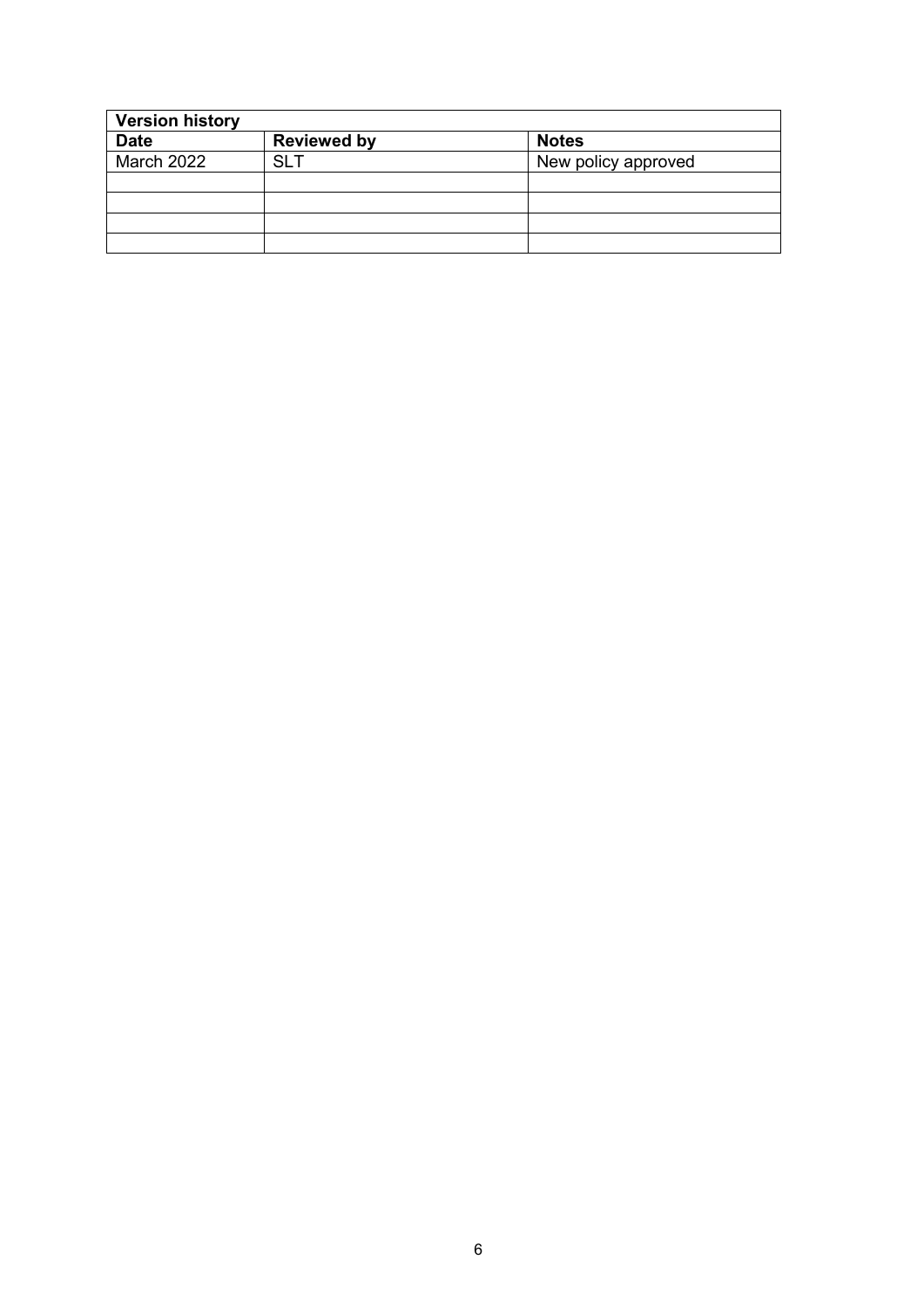| Version history | | |
|---|---|---|
| **Date** | **Reviewed by** | **Notes** |
| March 2022 | SLT | New policy approved |
| | | |
| | | |
| | | |
| | | |